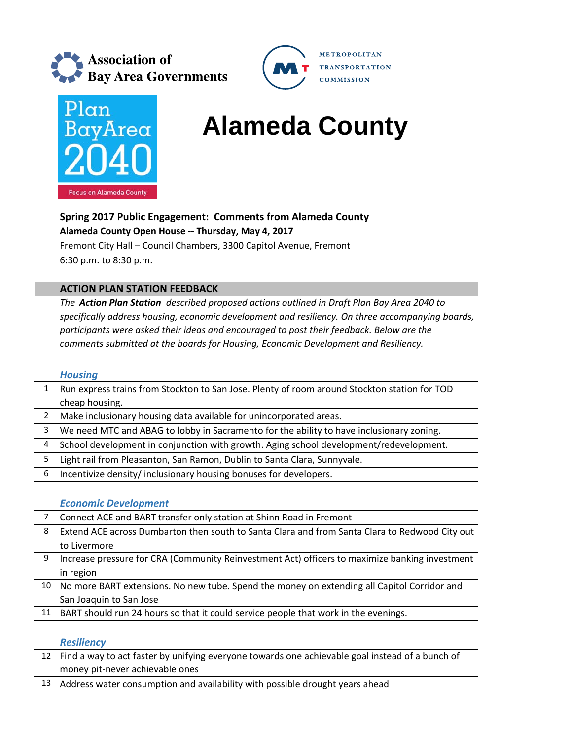Association of Bay Area Governments

METROPOLITAN TRANSPORTATION COMMISSION

Plan Bay Area 2040

Focus on Alameda County

# Alameda County

**Spring 2017 Public Engagement: Comments from Alameda County**

**Alameda County Open House -- Thursday, May 4, 2017**

Fremont City Hall – Council Chambers, 3300 Capitol Avenue, Fremont

6:30 p.m. to 8:30 p.m.

## ACTION PLAN STATION FEEDBACK

*The* ***Action Plan Station*** *described proposed actions outlined in Draft Plan Bay Area 2040 to specifically address housing, economic development and resiliency. On three accompanying boards, participants were asked their ideas and encouraged to post their feedback. Below are the comments submitted at the boards for Housing, Economic Development and Resiliency.*

### *Housing*

| | |
|---|---|
| 1 | Run express trains from Stockton to San Jose. Plenty of room around Stockton station for TOD cheap housing. |
| 2 | Make inclusionary housing data available for unincorporated areas. |
| 3 | We need MTC and ABAG to lobby in Sacramento for the ability to have inclusionary zoning. |
| 4 | School development in conjunction with growth. Aging school development/redevelopment. |
| 5 | Light rail from Pleasanton, San Ramon, Dublin to Santa Clara, Sunnyvale. |
| 6 | Incentivize density/ inclusionary housing bonuses for developers. |

### *Economic Development*

| | |
|---|---|
| 7 | Connect ACE and BART transfer only station at Shinn Road in Fremont |
| 8 | Extend ACE across Dumbarton then south to Santa Clara and from Santa Clara to Redwood City out to Livermore |
| 9 | Increase pressure for CRA (Community Reinvestment Act) officers to maximize banking investment in region |
| 10 | No more BART extensions. No new tube. Spend the money on extending all Capitol Corridor and San Joaquin to San Jose |
| 11 | BART should run 24 hours so that it could service people that work in the evenings. |

### *Resiliency*

| | |
|---|---|
| 12 | Find a way to act faster by unifying everyone towards one achievable goal instead of a bunch of money pit-never achievable ones |
| 13 | Address water consumption and availability with possible drought years ahead |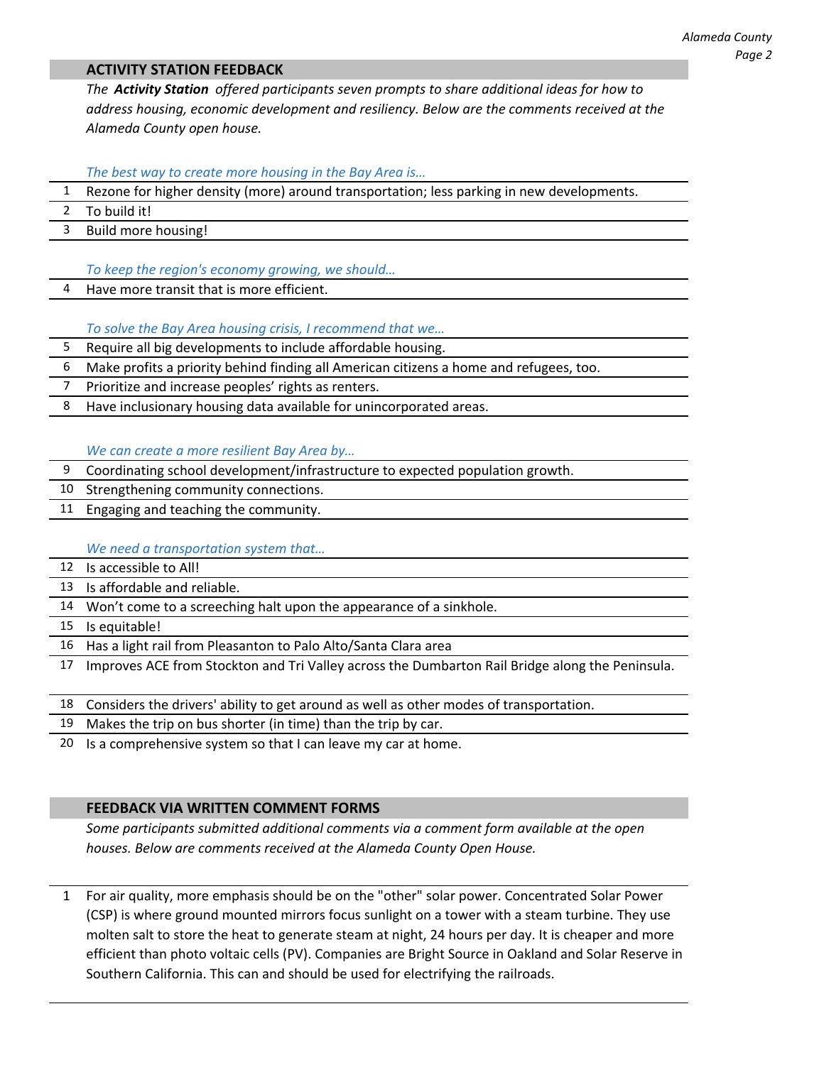## ACTIVITY STATION FEEDBACK

*The **Activity Station** offered participants seven prompts to share additional ideas for how to address housing, economic development and resiliency. Below are the comments received at the Alameda County open house.*

| | *The best way to create more housing in the Bay Area is…* |
|---|---|
| 1 | Rezone for higher density (more) around transportation; less parking in new developments. |
| 2 | To build it! |
| 3 | Build more housing! |

| | *To keep the region's economy growing, we should…* |
|---|---|
| 4 | Have more transit that is more efficient. |

| | *To solve the Bay Area housing crisis, I recommend that we…* |
|---|---|
| 5 | Require all big developments to include affordable housing. |
| 6 | Make profits a priority behind finding all American citizens a home and refugees, too. |
| 7 | Prioritize and increase peoples' rights as renters. |
| 8 | Have inclusionary housing data available for unincorporated areas. |

| | *We can create a more resilient Bay Area by…* |
|---|---|
| 9 | Coordinating school development/infrastructure to expected population growth. |
| 10 | Strengthening community connections. |
| 11 | Engaging and teaching the community. |

| | *We need a transportation system that…* |
|---|---|
| 12 | Is accessible to All! |
| 13 | Is affordable and reliable. |
| 14 | Won't come to a screeching halt upon the appearance of a sinkhole. |
| 15 | Is equitable! |
| 16 | Has a light rail from Pleasanton to Palo Alto/Santa Clara area |
| 17 | Improves ACE from Stockton and Tri Valley across the Dumbarton Rail Bridge along the Peninsula. |
| 18 | Considers the drivers' ability to get around as well as other modes of transportation. |
| 19 | Makes the trip on bus shorter (in time) than the trip by car. |
| 20 | Is a comprehensive system so that I can leave my car at home. |

## FEEDBACK VIA WRITTEN COMMENT FORMS

*Some participants submitted additional comments via a comment form available at the open houses. Below are comments received at the Alameda County Open House.*

| | |
|---|---|
| 1 | For air quality, more emphasis should be on the "other" solar power. Concentrated Solar Power (CSP) is where ground mounted mirrors focus sunlight on a tower with a steam turbine. They use molten salt to store the heat to generate steam at night, 24 hours per day. It is cheaper and more efficient than photo voltaic cells (PV). Companies are Bright Source in Oakland and Solar Reserve in Southern California. This can and should be used for electrifying the railroads. |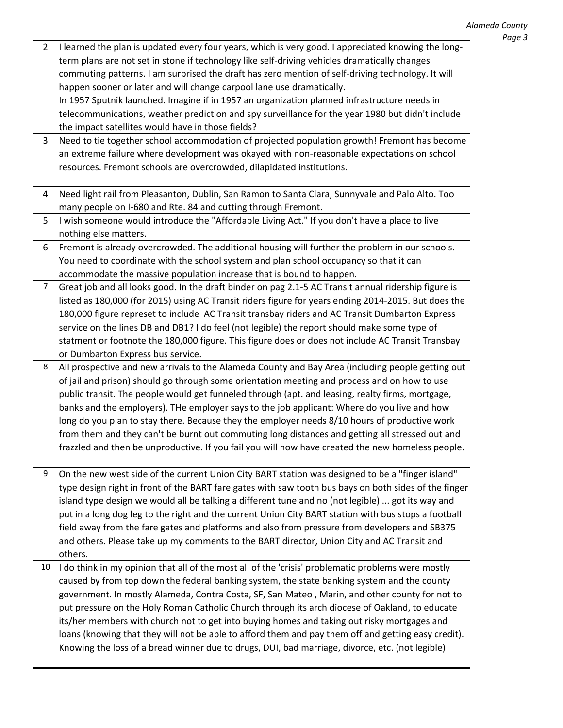| | |
|---|---|
| 2 | I learned the plan is updated every four years, which is very good. I appreciated knowing the long-term plans are not set in stone if technology like self-driving vehicles dramatically changes commuting patterns. I am surprised the draft has zero mention of self-driving technology. It will happen sooner or later and will change carpool lane use dramatically. In 1957 Sputnik launched. Imagine if in 1957 an organization planned infrastructure needs in telecommunications, weather prediction and spy surveillance for the year 1980 but didn't include the impact satellites would have in those fields? |
| 3 | Need to tie together school accommodation of projected population growth! Fremont has become an extreme failure where development was okayed with non-reasonable expectations on school resources. Fremont schools are overcrowded, dilapidated institutions. |
| 4 | Need light rail from Pleasanton, Dublin, San Ramon to Santa Clara, Sunnyvale and Palo Alto. Too many people on I-680 and Rte. 84 and cutting through Fremont. |
| 5 | I wish someone would introduce the "Affordable Living Act." If you don't have a place to live nothing else matters. |
| 6 | Fremont is already overcrowded. The additional housing will further the problem in our schools. You need to coordinate with the school system and plan school occupancy so that it can accommodate the massive population increase that is bound to happen. |
| 7 | Great job and all looks good. In the draft binder on pag 2.1-5 AC Transit annual ridership figure is listed as 180,000 (for 2015) using AC Transit riders figure for years ending 2014-2015. But does the 180,000 figure represet to include AC Transit transbay riders and AC Transit Dumbarton Express service on the lines DB and DB1? I do feel (not legible) the report should make some type of statment or footnote the 180,000 figure. This figure does or does not include AC Transit Transbay or Dumbarton Express bus service. |
| 8 | All prospective and new arrivals to the Alameda County and Bay Area (including people getting out of jail and prison) should go through some orientation meeting and process and on how to use public transit. The people would get funneled through (apt. and leasing, realty firms, mortgage, banks and the employers). THe employer says to the job applicant: Where do you live and how long do you plan to stay there. Because they the employer needs 8/10 hours of productive work from them and they can't be burnt out commuting long distances and getting all stressed out and frazzled and then be unproductive. If you fail you will now have created the new homeless people. |
| 9 | On the new west side of the current Union City BART station was designed to be a "finger island" type design right in front of the BART fare gates with saw tooth bus bays on both sides of the finger island type design we would all be talking a different tune and no (not legible) ... got its way and put in a long dog leg to the right and the current Union City BART station with bus stops a football field away from the fare gates and platforms and also from pressure from developers and SB375 and others. Please take up my comments to the BART director, Union City and AC Transit and others. |
| 10 | I do think in my opinion that all of the most all of the 'crisis' problematic problems were mostly caused by from top down the federal banking system, the state banking system and the county government. In mostly Alameda, Contra Costa, SF, San Mateo , Marin, and other county for not to put pressure on the Holy Roman Catholic Church through its arch diocese of Oakland, to educate its/her members with church not to get into buying homes and taking out risky mortgages and loans (knowing that they will not be able to afford them and pay them off and getting easy credit). Knowing the loss of a bread winner due to drugs, DUI, bad marriage, divorce, etc. (not legible) |